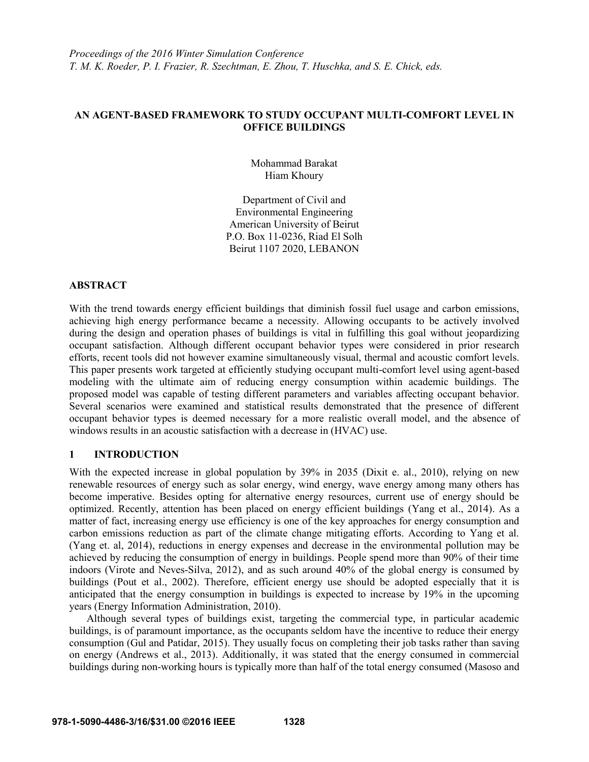*Proceedings of the 2016 Winter Simulation Conference*
*T. M. K. Roeder, P. I. Frazier, R. Szechtman, E. Zhou, T. Huschka, and S. E. Chick, eds.*

# AN AGENT-BASED FRAMEWORK TO STUDY OCCUPANT MULTI-COMFORT LEVEL IN OFFICE BUILDINGS

Mohammad Barakat
Hiam Khoury

Department of Civil and
Environmental Engineering
American University of Beirut
P.O. Box 11-0236, Riad El Solh
Beirut 1107 2020, LEBANON

## ABSTRACT

With the trend towards energy efficient buildings that diminish fossil fuel usage and carbon emissions, achieving high energy performance became a necessity. Allowing occupants to be actively involved during the design and operation phases of buildings is vital in fulfilling this goal without jeopardizing occupant satisfaction. Although different occupant behavior types were considered in prior research efforts, recent tools did not however examine simultaneously visual, thermal and acoustic comfort levels. This paper presents work targeted at efficiently studying occupant multi-comfort level using agent-based modeling with the ultimate aim of reducing energy consumption within academic buildings. The proposed model was capable of testing different parameters and variables affecting occupant behavior. Several scenarios were examined and statistical results demonstrated that the presence of different occupant behavior types is deemed necessary for a more realistic overall model, and the absence of windows results in an acoustic satisfaction with a decrease in (HVAC) use.

## 1 INTRODUCTION

With the expected increase in global population by 39% in 2035 (Dixit e. al., 2010), relying on new renewable resources of energy such as solar energy, wind energy, wave energy among many others has become imperative. Besides opting for alternative energy resources, current use of energy should be optimized. Recently, attention has been placed on energy efficient buildings (Yang et al., 2014). As a matter of fact, increasing energy use efficiency is one of the key approaches for energy consumption and carbon emissions reduction as part of the climate change mitigating efforts. According to Yang et al. (Yang et. al, 2014), reductions in energy expenses and decrease in the environmental pollution may be achieved by reducing the consumption of energy in buildings. People spend more than 90% of their time indoors (Virote and Neves-Silva, 2012), and as such around 40% of the global energy is consumed by buildings (Pout et al., 2002). Therefore, efficient energy use should be adopted especially that it is anticipated that the energy consumption in buildings is expected to increase by 19% in the upcoming years (Energy Information Administration, 2010).

Although several types of buildings exist, targeting the commercial type, in particular academic buildings, is of paramount importance, as the occupants seldom have the incentive to reduce their energy consumption (Gul and Patidar, 2015). They usually focus on completing their job tasks rather than saving on energy (Andrews et al., 2013). Additionally, it was stated that the energy consumed in commercial buildings during non-working hours is typically more than half of the total energy consumed (Masoso and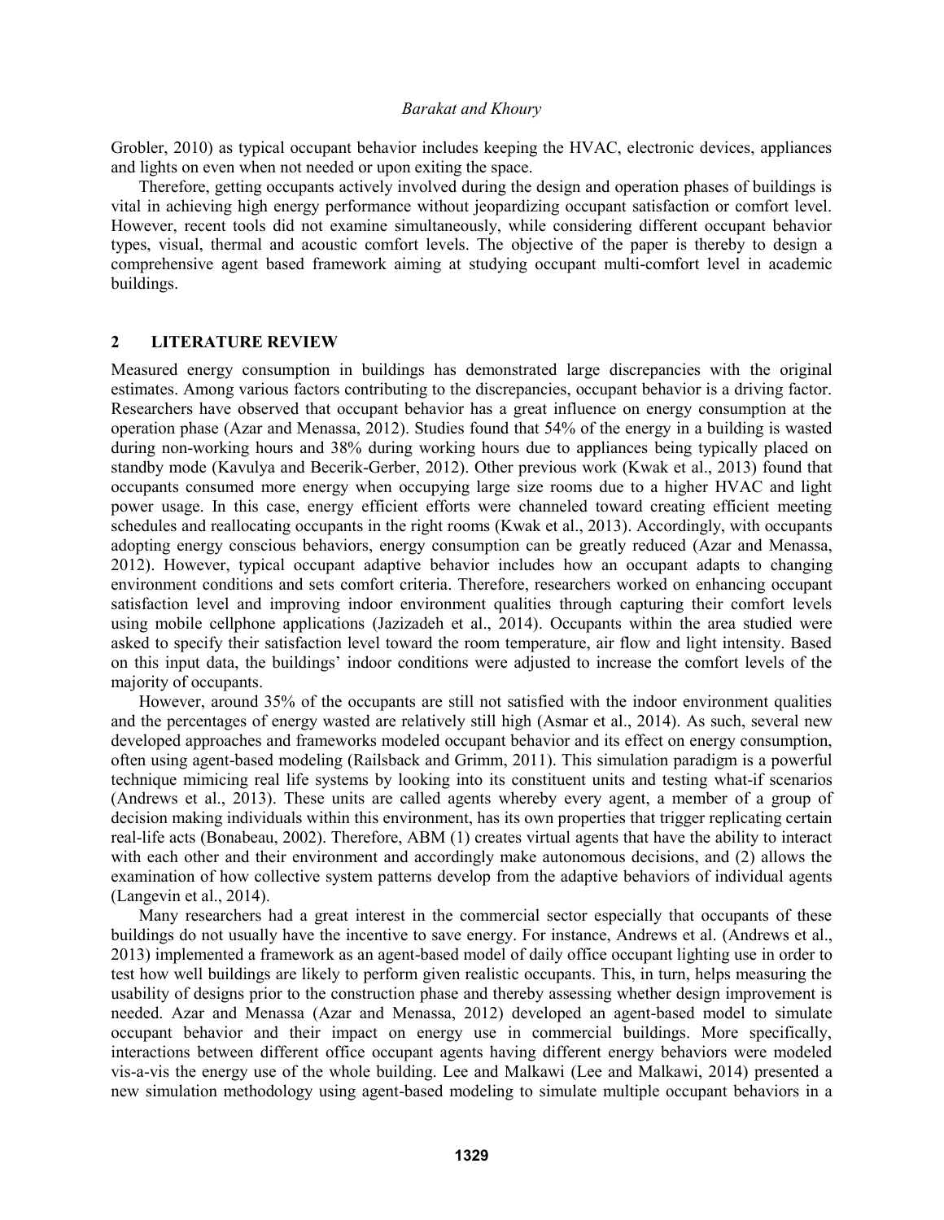Grobler, 2010) as typical occupant behavior includes keeping the HVAC, electronic devices, appliances and lights on even when not needed or upon exiting the space.

Therefore, getting occupants actively involved during the design and operation phases of buildings is vital in achieving high energy performance without jeopardizing occupant satisfaction or comfort level. However, recent tools did not examine simultaneously, while considering different occupant behavior types, visual, thermal and acoustic comfort levels. The objective of the paper is thereby to design a comprehensive agent based framework aiming at studying occupant multi-comfort level in academic buildings.

## 2 LITERATURE REVIEW

Measured energy consumption in buildings has demonstrated large discrepancies with the original estimates. Among various factors contributing to the discrepancies, occupant behavior is a driving factor. Researchers have observed that occupant behavior has a great influence on energy consumption at the operation phase (Azar and Menassa, 2012). Studies found that 54% of the energy in a building is wasted during non-working hours and 38% during working hours due to appliances being typically placed on standby mode (Kavulya and Becerik-Gerber, 2012). Other previous work (Kwak et al., 2013) found that occupants consumed more energy when occupying large size rooms due to a higher HVAC and light power usage. In this case, energy efficient efforts were channeled toward creating efficient meeting schedules and reallocating occupants in the right rooms (Kwak et al., 2013). Accordingly, with occupants adopting energy conscious behaviors, energy consumption can be greatly reduced (Azar and Menassa, 2012). However, typical occupant adaptive behavior includes how an occupant adapts to changing environment conditions and sets comfort criteria. Therefore, researchers worked on enhancing occupant satisfaction level and improving indoor environment qualities through capturing their comfort levels using mobile cellphone applications (Jazizadeh et al., 2014). Occupants within the area studied were asked to specify their satisfaction level toward the room temperature, air flow and light intensity. Based on this input data, the buildings' indoor conditions were adjusted to increase the comfort levels of the majority of occupants.

However, around 35% of the occupants are still not satisfied with the indoor environment qualities and the percentages of energy wasted are relatively still high (Asmar et al., 2014). As such, several new developed approaches and frameworks modeled occupant behavior and its effect on energy consumption, often using agent-based modeling (Railsback and Grimm, 2011). This simulation paradigm is a powerful technique mimicing real life systems by looking into its constituent units and testing what-if scenarios (Andrews et al., 2013). These units are called agents whereby every agent, a member of a group of decision making individuals within this environment, has its own properties that trigger replicating certain real-life acts (Bonabeau, 2002). Therefore, ABM (1) creates virtual agents that have the ability to interact with each other and their environment and accordingly make autonomous decisions, and (2) allows the examination of how collective system patterns develop from the adaptive behaviors of individual agents (Langevin et al., 2014).

Many researchers had a great interest in the commercial sector especially that occupants of these buildings do not usually have the incentive to save energy. For instance, Andrews et al. (Andrews et al., 2013) implemented a framework as an agent-based model of daily office occupant lighting use in order to test how well buildings are likely to perform given realistic occupants. This, in turn, helps measuring the usability of designs prior to the construction phase and thereby assessing whether design improvement is needed. Azar and Menassa (Azar and Menassa, 2012) developed an agent-based model to simulate occupant behavior and their impact on energy use in commercial buildings. More specifically, interactions between different office occupant agents having different energy behaviors were modeled vis-a-vis the energy use of the whole building. Lee and Malkawi (Lee and Malkawi, 2014) presented a new simulation methodology using agent-based modeling to simulate multiple occupant behaviors in a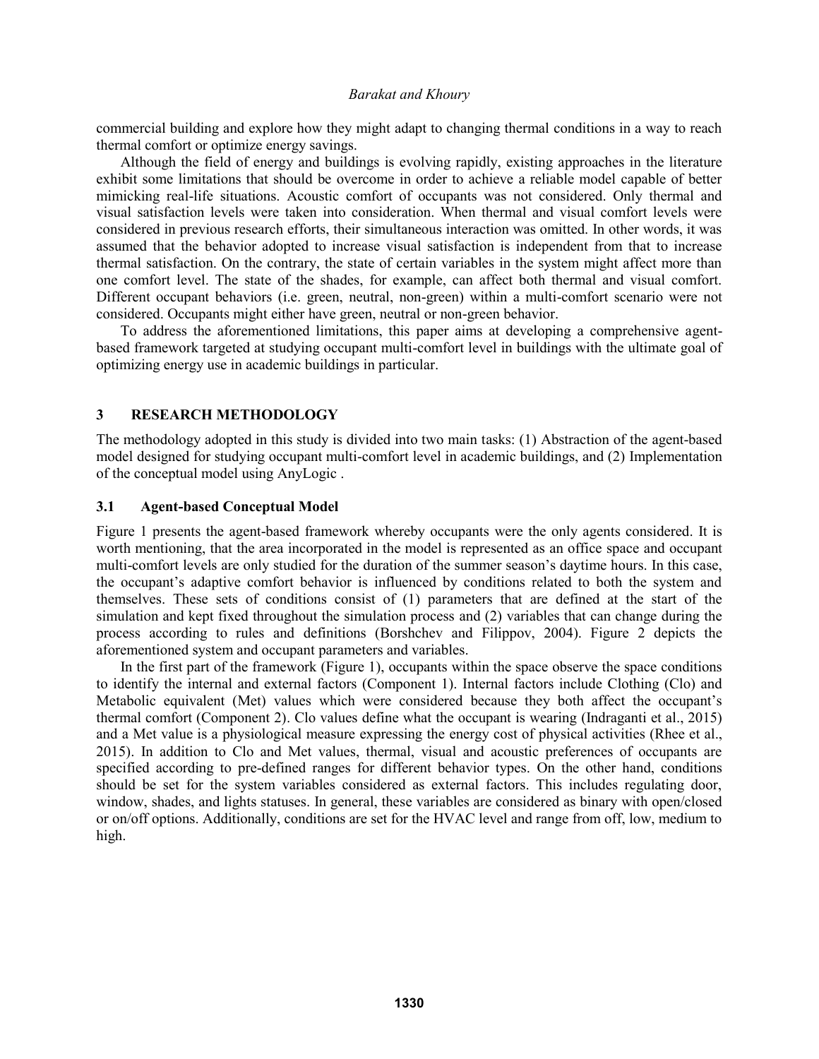commercial building and explore how they might adapt to changing thermal conditions in a way to reach thermal comfort or optimize energy savings.

Although the field of energy and buildings is evolving rapidly, existing approaches in the literature exhibit some limitations that should be overcome in order to achieve a reliable model capable of better mimicking real-life situations. Acoustic comfort of occupants was not considered. Only thermal and visual satisfaction levels were taken into consideration. When thermal and visual comfort levels were considered in previous research efforts, their simultaneous interaction was omitted. In other words, it was assumed that the behavior adopted to increase visual satisfaction is independent from that to increase thermal satisfaction. On the contrary, the state of certain variables in the system might affect more than one comfort level. The state of the shades, for example, can affect both thermal and visual comfort. Different occupant behaviors (i.e. green, neutral, non-green) within a multi-comfort scenario were not considered. Occupants might either have green, neutral or non-green behavior.

To address the aforementioned limitations, this paper aims at developing a comprehensive agent-based framework targeted at studying occupant multi-comfort level in buildings with the ultimate goal of optimizing energy use in academic buildings in particular.

## 3 RESEARCH METHODOLOGY

The methodology adopted in this study is divided into two main tasks: (1) Abstraction of the agent-based model designed for studying occupant multi-comfort level in academic buildings, and (2) Implementation of the conceptual model using AnyLogic .

### 3.1 Agent-based Conceptual Model

Figure 1 presents the agent-based framework whereby occupants were the only agents considered. It is worth mentioning, that the area incorporated in the model is represented as an office space and occupant multi-comfort levels are only studied for the duration of the summer season's daytime hours. In this case, the occupant's adaptive comfort behavior is influenced by conditions related to both the system and themselves. These sets of conditions consist of (1) parameters that are defined at the start of the simulation and kept fixed throughout the simulation process and (2) variables that can change during the process according to rules and definitions (Borshchev and Filippov, 2004). Figure 2 depicts the aforementioned system and occupant parameters and variables.

In the first part of the framework (Figure 1), occupants within the space observe the space conditions to identify the internal and external factors (Component 1). Internal factors include Clothing (Clo) and Metabolic equivalent (Met) values which were considered because they both affect the occupant's thermal comfort (Component 2). Clo values define what the occupant is wearing (Indraganti et al., 2015) and a Met value is a physiological measure expressing the energy cost of physical activities (Rhee et al., 2015). In addition to Clo and Met values, thermal, visual and acoustic preferences of occupants are specified according to pre-defined ranges for different behavior types. On the other hand, conditions should be set for the system variables considered as external factors. This includes regulating door, window, shades, and lights statuses. In general, these variables are considered as binary with open/closed or on/off options. Additionally, conditions are set for the HVAC level and range from off, low, medium to high.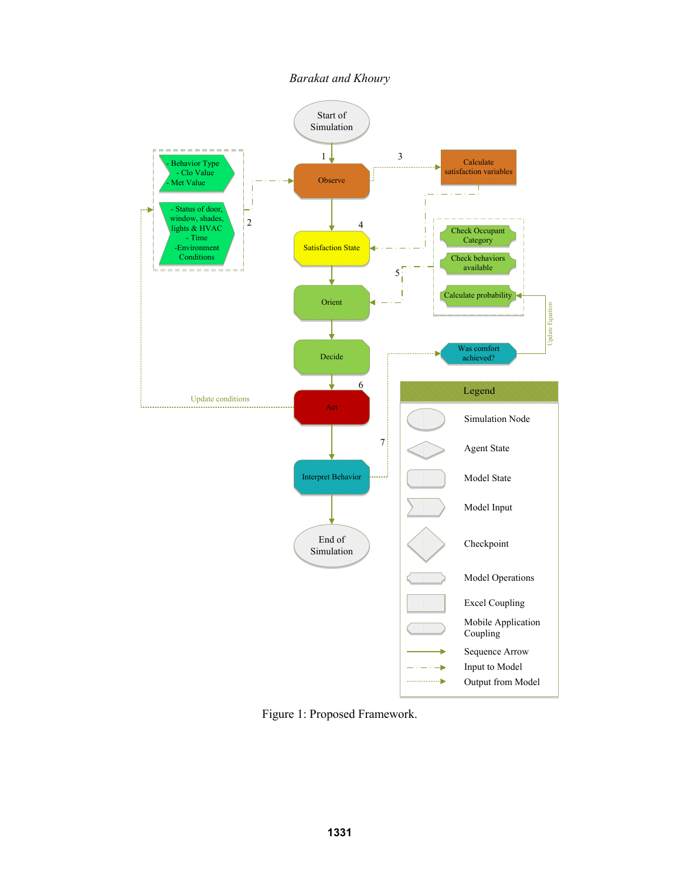Start of Simulation

1

Observe

3

Calculate satisfaction variables

- Behavior Type
- Clo Value
- Met Value

- Status of door, window, shades, lights & HVAC
- Time
- Environment Conditions

2

4

Satisfaction State

Check Occupant Category

Check behaviors available

Calculate probability

5

Orient

Update Equation

Decide

Was comfort achieved?

6

Act

Update conditions

7

Interpret Behavior

End of Simulation

Legend

Simulation Node

Agent State

Model State

Model Input

Checkpoint

Model Operations

Excel Coupling

Mobile Application Coupling

Sequence Arrow

Input to Model

Output from Model

Figure 1: Proposed Framework.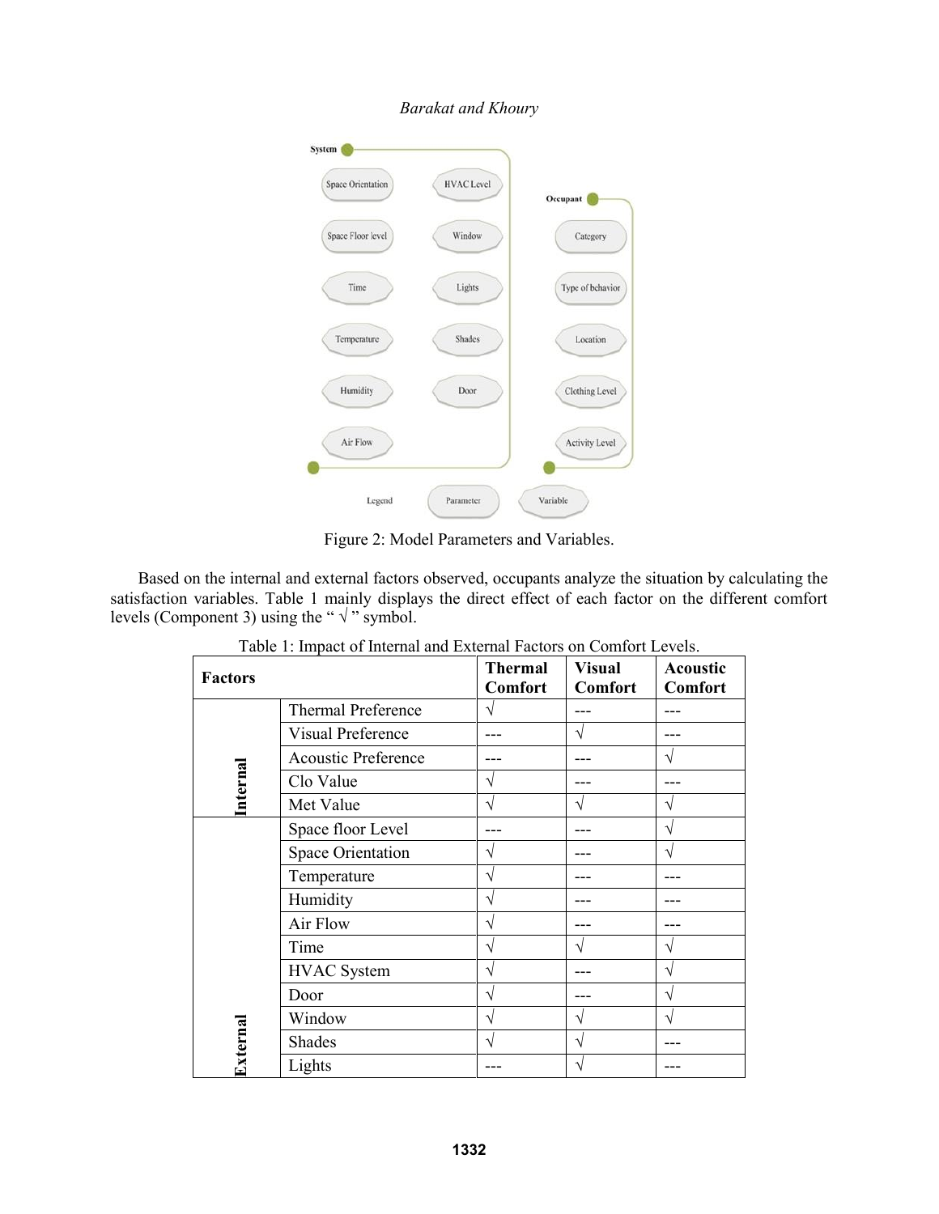System

Space Orientation

HVAC Level

Space Floor level

Window

Time

Lights

Temperature

Shades

Humidity

Door

Air Flow

Occupant

Category

Type of behavior

Location

Clothing Level

Activity Level

Legend

Parameter

Variable

Figure 2: Model Parameters and Variables.

Based on the internal and external factors observed, occupants analyze the situation by calculating the satisfaction variables. Table 1 mainly displays the direct effect of each factor on the different comfort levels (Component 3) using the " √ " symbol.

Table 1: Impact of Internal and External Factors on Comfort Levels.

| **Factors** | | **Thermal Comfort** | **Visual Comfort** | **Acoustic Comfort** |
|---|---|---|---|---|
| **Internal** | Thermal Preference | √ | --- | --- |
| | Visual Preference | --- | √ | --- |
| | Acoustic Preference | --- | --- | √ |
| | Clo Value | √ | --- | --- |
| | Met Value | √ | √ | √ |
| **External** | Space floor Level | --- | --- | √ |
| | Space Orientation | √ | --- | √ |
| | Temperature | √ | --- | --- |
| | Humidity | √ | --- | --- |
| | Air Flow | √ | --- | --- |
| | Time | √ | √ | √ |
| | HVAC System | √ | --- | √ |
| | Door | √ | --- | √ |
| | Window | √ | √ | √ |
| | Shades | √ | √ | --- |
| | Lights | --- | √ | --- |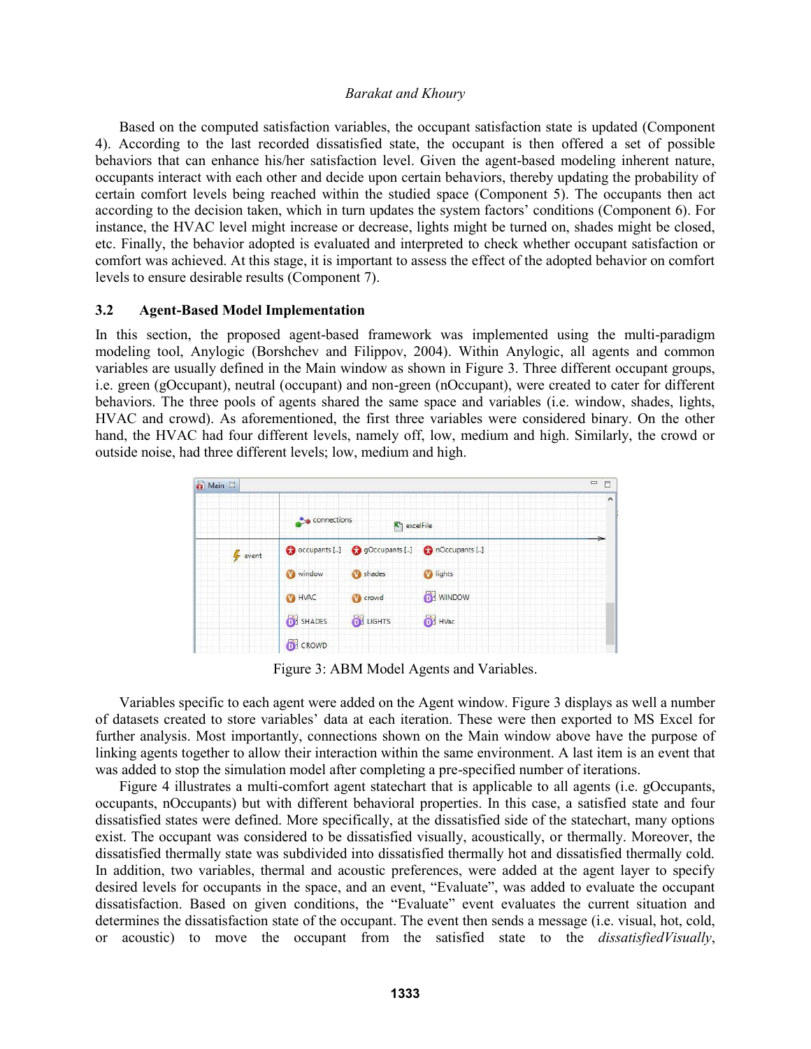Based on the computed satisfaction variables, the occupant satisfaction state is updated (Component 4). According to the last recorded dissatisfied state, the occupant is then offered a set of possible behaviors that can enhance his/her satisfaction level. Given the agent-based modeling inherent nature, occupants interact with each other and decide upon certain behaviors, thereby updating the probability of certain comfort levels being reached within the studied space (Component 5). The occupants then act according to the decision taken, which in turn updates the system factors' conditions (Component 6). For instance, the HVAC level might increase or decrease, lights might be turned on, shades might be closed, etc. Finally, the behavior adopted is evaluated and interpreted to check whether occupant satisfaction or comfort was achieved. At this stage, it is important to assess the effect of the adopted behavior on comfort levels to ensure desirable results (Component 7).

### 3.2 Agent-Based Model Implementation

In this section, the proposed agent-based framework was implemented using the multi-paradigm modeling tool, Anylogic (Borshchev and Filippov, 2004). Within Anylogic, all agents and common variables are usually defined in the Main window as shown in Figure 3. Three different occupant groups, i.e. green (gOccupant), neutral (occupant) and non-green (nOccupant), were created to cater for different behaviors. The three pools of agents shared the same space and variables (i.e. window, shades, lights, HVAC and crowd). As aforementioned, the first three variables were considered binary. On the other hand, the HVAC had four different levels, namely off, low, medium and high. Similarly, the crowd or outside noise, had three different levels; low, medium and high.

Figure 3: ABM Model Agents and Variables.

Variables specific to each agent were added on the Agent window. Figure 3 displays as well a number of datasets created to store variables' data at each iteration. These were then exported to MS Excel for further analysis. Most importantly, connections shown on the Main window above have the purpose of linking agents together to allow their interaction within the same environment. A last item is an event that was added to stop the simulation model after completing a pre-specified number of iterations.

Figure 4 illustrates a multi-comfort agent statechart that is applicable to all agents (i.e. gOccupants, occupants, nOccupants) but with different behavioral properties. In this case, a satisfied state and four dissatisfied states were defined. More specifically, at the dissatisfied side of the statechart, many options exist. The occupant was considered to be dissatisfied visually, acoustically, or thermally. Moreover, the dissatisfied thermally state was subdivided into dissatisfied thermally hot and dissatisfied thermally cold. In addition, two variables, thermal and acoustic preferences, were added at the agent layer to specify desired levels for occupants in the space, and an event, "Evaluate", was added to evaluate the occupant dissatisfaction. Based on given conditions, the "Evaluate" event evaluates the current situation and determines the dissatisfaction state of the occupant. The event then sends a message (i.e. visual, hot, cold, or acoustic) to move the occupant from the satisfied state to the *dissatisfiedVisually*,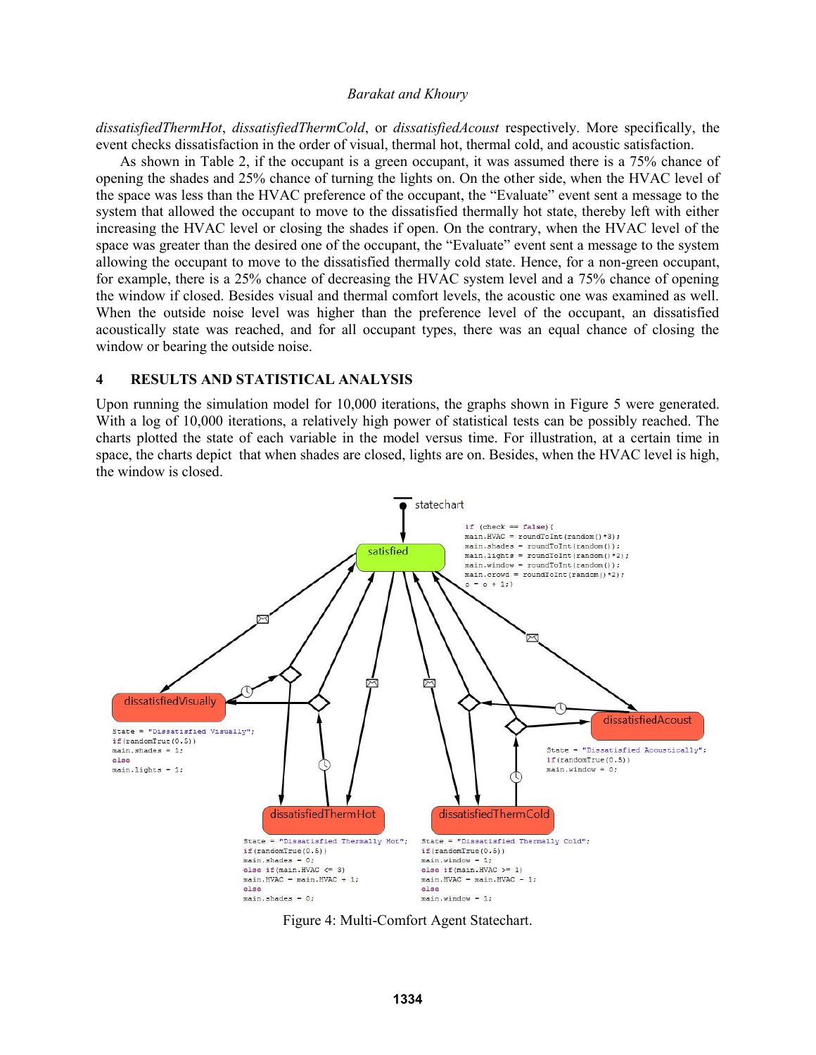*dissatisfiedThermHot*, *dissatisfiedThermCold*, or *dissatisfiedAcoust* respectively. More specifically, the event checks dissatisfaction in the order of visual, thermal hot, thermal cold, and acoustic satisfaction.

As shown in Table 2, if the occupant is a green occupant, it was assumed there is a 75% chance of opening the shades and 25% chance of turning the lights on. On the other side, when the HVAC level of the space was less than the HVAC preference of the occupant, the "Evaluate" event sent a message to the system that allowed the occupant to move to the dissatisfied thermally hot state, thereby left with either increasing the HVAC level or closing the shades if open. On the contrary, when the HVAC level of the space was greater than the desired one of the occupant, the "Evaluate" event sent a message to the system allowing the occupant to move to the dissatisfied thermally cold state. Hence, for a non-green occupant, for example, there is a 25% chance of decreasing the HVAC system level and a 75% chance of opening the window if closed. Besides visual and thermal comfort levels, the acoustic one was examined as well. When the outside noise level was higher than the preference level of the occupant, an dissatisfied acoustically state was reached, and for all occupant types, there was an equal chance of closing the window or bearing the outside noise.

## 4 RESULTS AND STATISTICAL ANALYSIS

Upon running the simulation model for 10,000 iterations, the graphs shown in Figure 5 were generated. With a log of 10,000 iterations, a relatively high power of statistical tests can be possibly reached. The charts plotted the state of each variable in the model versus time. For illustration, at a certain time in space, the charts depict that when shades are closed, lights are on. Besides, when the HVAC level is high, the window is closed.

statechart

satisfied

```
if (check == false){
main.HVAC = roundToInt(random()*3);
main.shades = roundToInt(random());
main.lights = roundToInt(random()*2);
main.window = roundToInt(random());
main.crowd = roundToInt(random()*2);
o = o + 1;}
```

dissatisfiedVisually

```
State = "Dissatisfied Visually";
if(randomTrue(0.5))
main.shades = 1;
else
main.lights = 1;
```

dissatisfiedAcoust

```
State = "Dissatisfied Acoustically";
if(randomTrue(0.5))
main.window = 0;
```

dissatisfiedThermHot

```
State = "Dissatisfied Thermally Hot";
if(randomTrue(0.5))
main.shades = 0;
else if(main.HVAC <= 3)
main.HVAC = main.HVAC + 1;
else
main.shades = 0;
```

dissatisfiedThermCold

```
State = "Dissatisfied Thermally Cold";
if(randomTrue(0.5))
main.window = 1;
else if(main.HVAC >= 1)
main.HVAC = main.HVAC - 1;
else
main.window = 1;
```

Figure 4: Multi-Comfort Agent Statechart.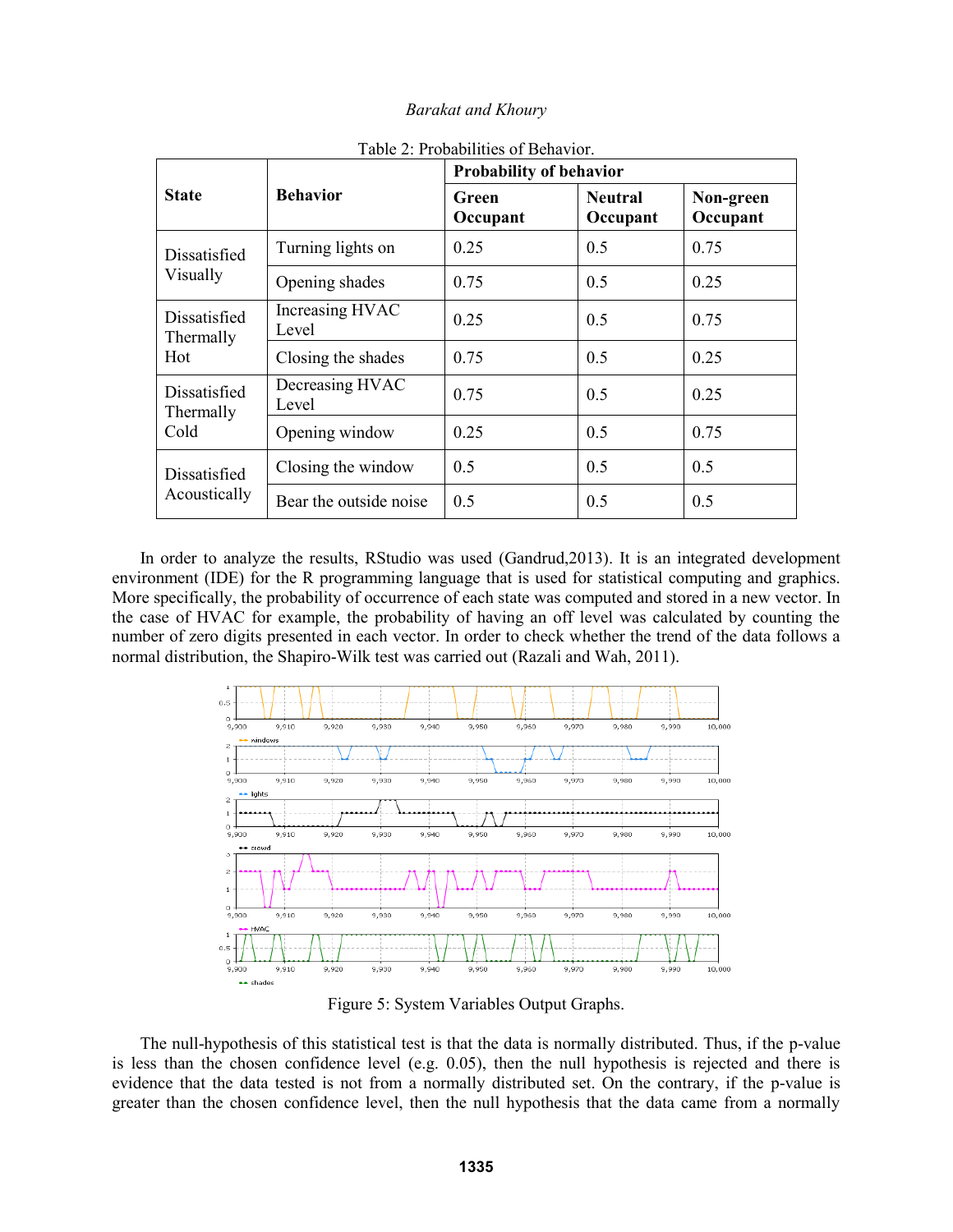Table 2: Probabilities of Behavior.

| State | Behavior | Probability of behavior | | |
|---|---|---|---|---|
| | | Green Occupant | Neutral Occupant | Non-green Occupant |
| Dissatisfied Visually | Turning lights on | 0.25 | 0.5 | 0.75 |
| | Opening shades | 0.75 | 0.5 | 0.25 |
| Dissatisfied Thermally Hot | Increasing HVAC Level | 0.25 | 0.5 | 0.75 |
| | Closing the shades | 0.75 | 0.5 | 0.25 |
| Dissatisfied Thermally Cold | Decreasing HVAC Level | 0.75 | 0.5 | 0.25 |
| | Opening window | 0.25 | 0.5 | 0.75 |
| Dissatisfied Acoustically | Closing the window | 0.5 | 0.5 | 0.5 |
| | Bear the outside noise | 0.5 | 0.5 | 0.5 |

In order to analyze the results, RStudio was used (Gandrud,2013). It is an integrated development environment (IDE) for the R programming language that is used for statistical computing and graphics. More specifically, the probability of occurrence of each state was computed and stored in a new vector. In the case of HVAC for example, the probability of having an off level was calculated by counting the number of zero digits presented in each vector. In order to check whether the trend of the data follows a normal distribution, the Shapiro-Wilk test was carried out (Razali and Wah, 2011).

windows
lights
crowd
HVAC
shades

Figure 5: System Variables Output Graphs.

The null-hypothesis of this statistical test is that the data is normally distributed. Thus, if the p-value is less than the chosen confidence level (e.g. 0.05), then the null hypothesis is rejected and there is evidence that the data tested is not from a normally distributed set. On the contrary, if the p-value is greater than the chosen confidence level, then the null hypothesis that the data came from a normally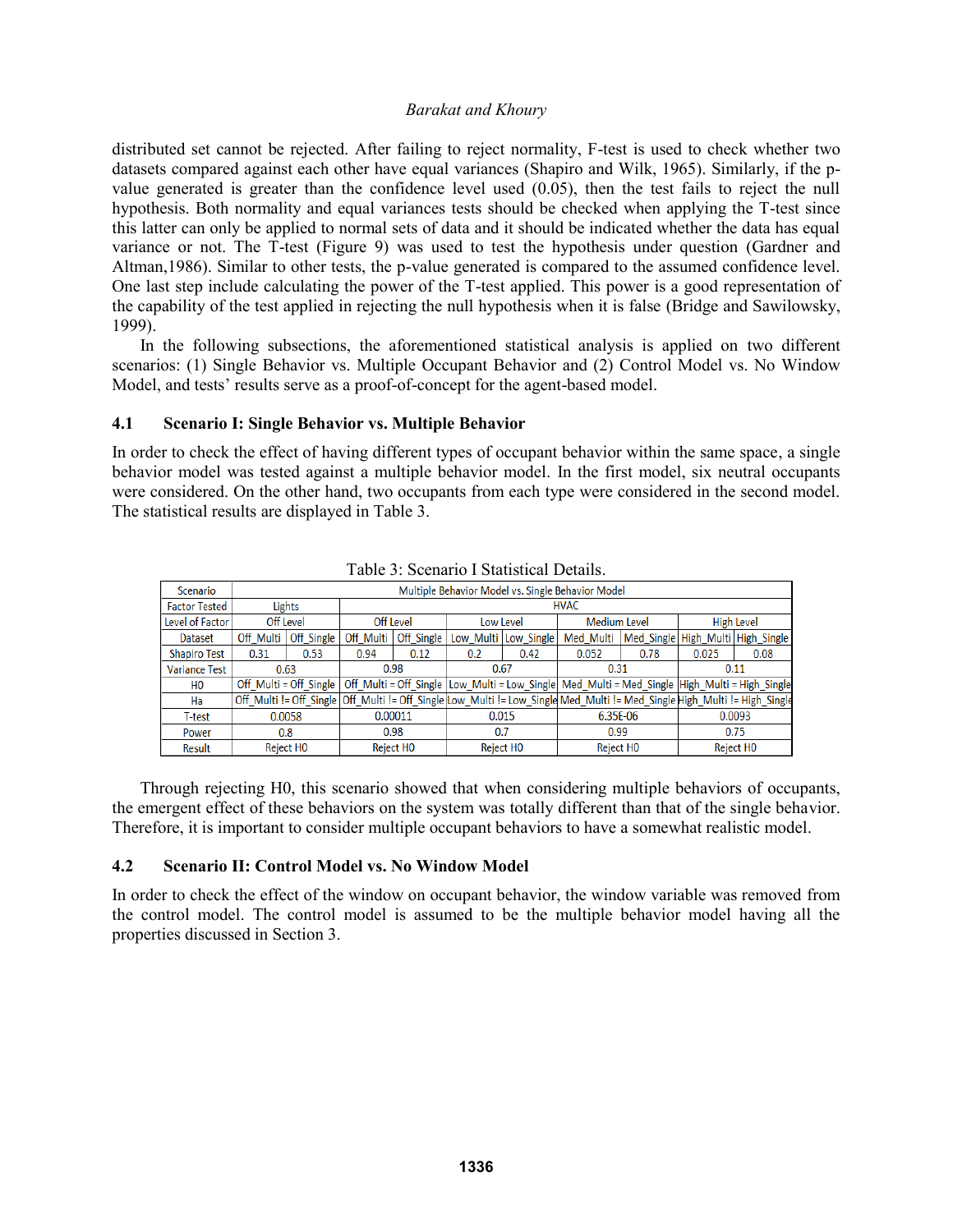distributed set cannot be rejected. After failing to reject normality, F-test is used to check whether two datasets compared against each other have equal variances (Shapiro and Wilk, 1965). Similarly, if the p-value generated is greater than the confidence level used (0.05), then the test fails to reject the null hypothesis. Both normality and equal variances tests should be checked when applying the T-test since this latter can only be applied to normal sets of data and it should be indicated whether the data has equal variance or not. The T-test (Figure 9) was used to test the hypothesis under question (Gardner and Altman,1986). Similar to other tests, the p-value generated is compared to the assumed confidence level. One last step include calculating the power of the T-test applied. This power is a good representation of the capability of the test applied in rejecting the null hypothesis when it is false (Bridge and Sawilowsky, 1999).

In the following subsections, the aforementioned statistical analysis is applied on two different scenarios: (1) Single Behavior vs. Multiple Occupant Behavior and (2) Control Model vs. No Window Model, and tests' results serve as a proof-of-concept for the agent-based model.

### 4.1 Scenario I: Single Behavior vs. Multiple Behavior

In order to check the effect of having different types of occupant behavior within the same space, a single behavior model was tested against a multiple behavior model. In the first model, six neutral occupants were considered. On the other hand, two occupants from each type were considered in the second model. The statistical results are displayed in Table 3.

Table 3: Scenario I Statistical Details.

| Scenario | Multiple Behavior Model vs. Single Behavior Model | | | | | | | | | |
|---|---|---|---|---|---|---|---|---|---|---|
| Factor Tested | Lights | | HVAC | | | | | | | |
| Level of Factor | Off Level | | Off Level | | Low Level | | Medium Level | | High Level | |
| Dataset | Off_Multi | Off_Single | Off_Multi | Off_Single | Low_Multi | Low_Single | Med_Multi | Med_Single | High_Multi | High_Single |
| Shapiro Test | 0.31 | 0.53 | 0.94 | 0.12 | 0.2 | 0.42 | 0.052 | 0.78 | 0.025 | 0.08 |
| Variance Test | 0.63 | | 0.98 | | 0.67 | | 0.31 | | 0.11 | |
| H0 | Off_Multi = Off_Single | | Off_Multi = Off_Single | | Low_Multi = Low_Single | | Med_Multi = Med_Single | | High_Multi = High_Single | |
| Ha | Off_Multi != Off_Single | | Off_Multi != Off_Single | | Low_Multi != Low_Single | | Med_Multi != Med_Single | | High_Multi != High_Single | |
| T-test | 0.0058 | | 0.00011 | | 0.015 | | 6.35E-06 | | 0.0093 | |
| Power | 0.8 | | 0.98 | | 0.7 | | 0.99 | | 0.75 | |
| Result | Reject H0 | | Reject H0 | | Reject H0 | | Reject H0 | | Reject H0 | |

Through rejecting H0, this scenario showed that when considering multiple behaviors of occupants, the emergent effect of these behaviors on the system was totally different than that of the single behavior. Therefore, it is important to consider multiple occupant behaviors to have a somewhat realistic model.

### 4.2 Scenario II: Control Model vs. No Window Model

In order to check the effect of the window on occupant behavior, the window variable was removed from the control model. The control model is assumed to be the multiple behavior model having all the properties discussed in Section 3.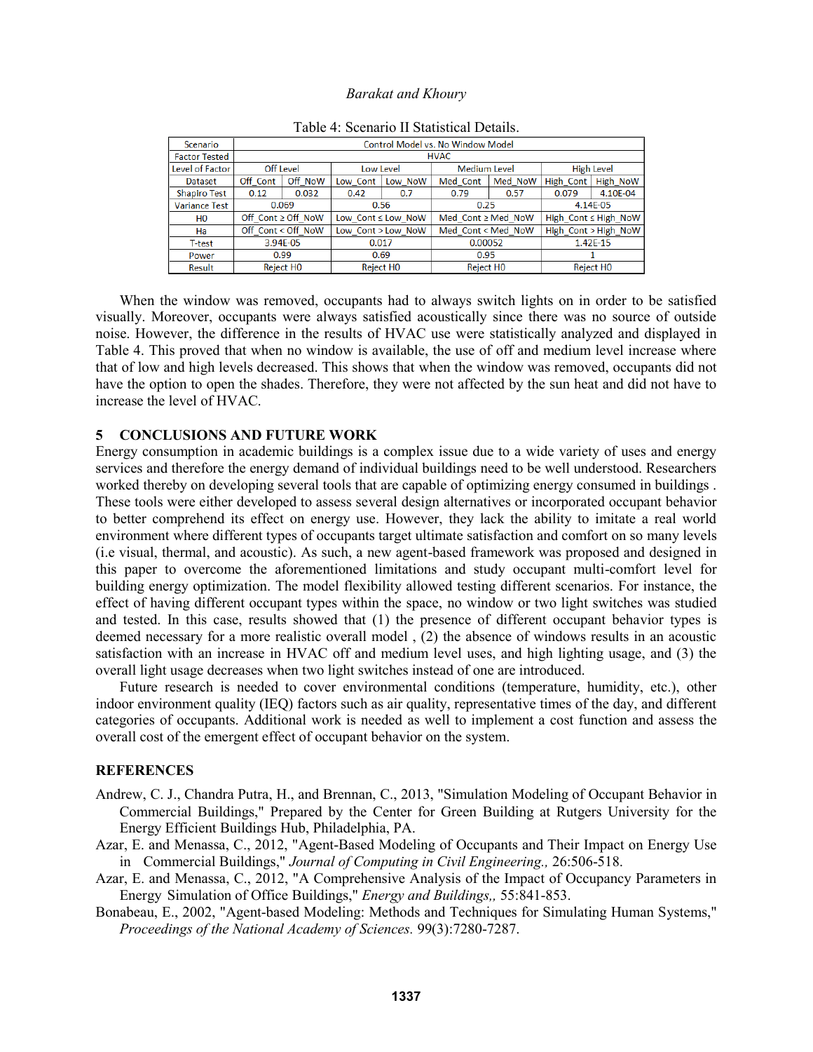Table 4: Scenario II Statistical Details.

| Scenario | Control Model vs. No Window Model | | | | | | | |
|---|---|---|---|---|---|---|---|---|
| Factor Tested | HVAC | | | | | | | |
| Level of Factor | Off Level | | Low Level | | Medium Level | | High Level | |
| Dataset | Off_Cont | Off_NoW | Low_Cont | Low_NoW | Med_Cont | Med_NoW | High_Cont | High_NoW |
| Shapiro Test | 0.12 | 0.032 | 0.42 | 0.7 | 0.79 | 0.57 | 0.079 | 4.10E-04 |
| Variance Test | 0.069 | | 0.56 | | 0.25 | | 4.14E-05 | |
| H0 | Off_Cont ≥ Off_NoW | | Low_Cont ≤ Low_NoW | | Med_Cont ≥ Med_NoW | | High_Cont ≤ High_NoW | |
| Ha | Off_Cont < Off_NoW | | Low_Cont > Low_NoW | | Med_Cont < Med_NoW | | High_Cont > High_NoW | |
| T-test | 3.94E-05 | | 0.017 | | 0.00052 | | 1.42E-15 | |
| Power | 0.99 | | 0.69 | | 0.95 | | 1 | |
| Result | Reject H0 | | Reject H0 | | Reject H0 | | Reject H0 | |

When the window was removed, occupants had to always switch lights on in order to be satisfied visually. Moreover, occupants were always satisfied acoustically since there was no source of outside noise. However, the difference in the results of HVAC use were statistically analyzed and displayed in Table 4. This proved that when no window is available, the use of off and medium level increase where that of low and high levels decreased. This shows that when the window was removed, occupants did not have the option to open the shades. Therefore, they were not affected by the sun heat and did not have to increase the level of HVAC.

## 5 CONCLUSIONS AND FUTURE WORK

Energy consumption in academic buildings is a complex issue due to a wide variety of uses and energy services and therefore the energy demand of individual buildings need to be well understood. Researchers worked thereby on developing several tools that are capable of optimizing energy consumed in buildings . These tools were either developed to assess several design alternatives or incorporated occupant behavior to better comprehend its effect on energy use. However, they lack the ability to imitate a real world environment where different types of occupants target ultimate satisfaction and comfort on so many levels (i.e visual, thermal, and acoustic). As such, a new agent-based framework was proposed and designed in this paper to overcome the aforementioned limitations and study occupant multi-comfort level for building energy optimization. The model flexibility allowed testing different scenarios. For instance, the effect of having different occupant types within the space, no window or two light switches was studied and tested. In this case, results showed that (1) the presence of different occupant behavior types is deemed necessary for a more realistic overall model , (2) the absence of windows results in an acoustic satisfaction with an increase in HVAC off and medium level uses, and high lighting usage, and (3) the overall light usage decreases when two light switches instead of one are introduced.

Future research is needed to cover environmental conditions (temperature, humidity, etc.), other indoor environment quality (IEQ) factors such as air quality, representative times of the day, and different categories of occupants. Additional work is needed as well to implement a cost function and assess the overall cost of the emergent effect of occupant behavior on the system.

## REFERENCES

Andrew, C. J., Chandra Putra, H., and Brennan, C., 2013, "Simulation Modeling of Occupant Behavior in Commercial Buildings," Prepared by the Center for Green Building at Rutgers University for the Energy Efficient Buildings Hub, Philadelphia, PA.

Azar, E. and Menassa, C., 2012, "Agent-Based Modeling of Occupants and Their Impact on Energy Use in Commercial Buildings," *Journal of Computing in Civil Engineering.,* 26:506-518.

Azar, E. and Menassa, C., 2012, "A Comprehensive Analysis of the Impact of Occupancy Parameters in Energy Simulation of Office Buildings," *Energy and Buildings,,* 55:841-853.

Bonabeau, E., 2002, "Agent-based Modeling: Methods and Techniques for Simulating Human Systems," *Proceedings of the National Academy of Sciences.* 99(3):7280-7287.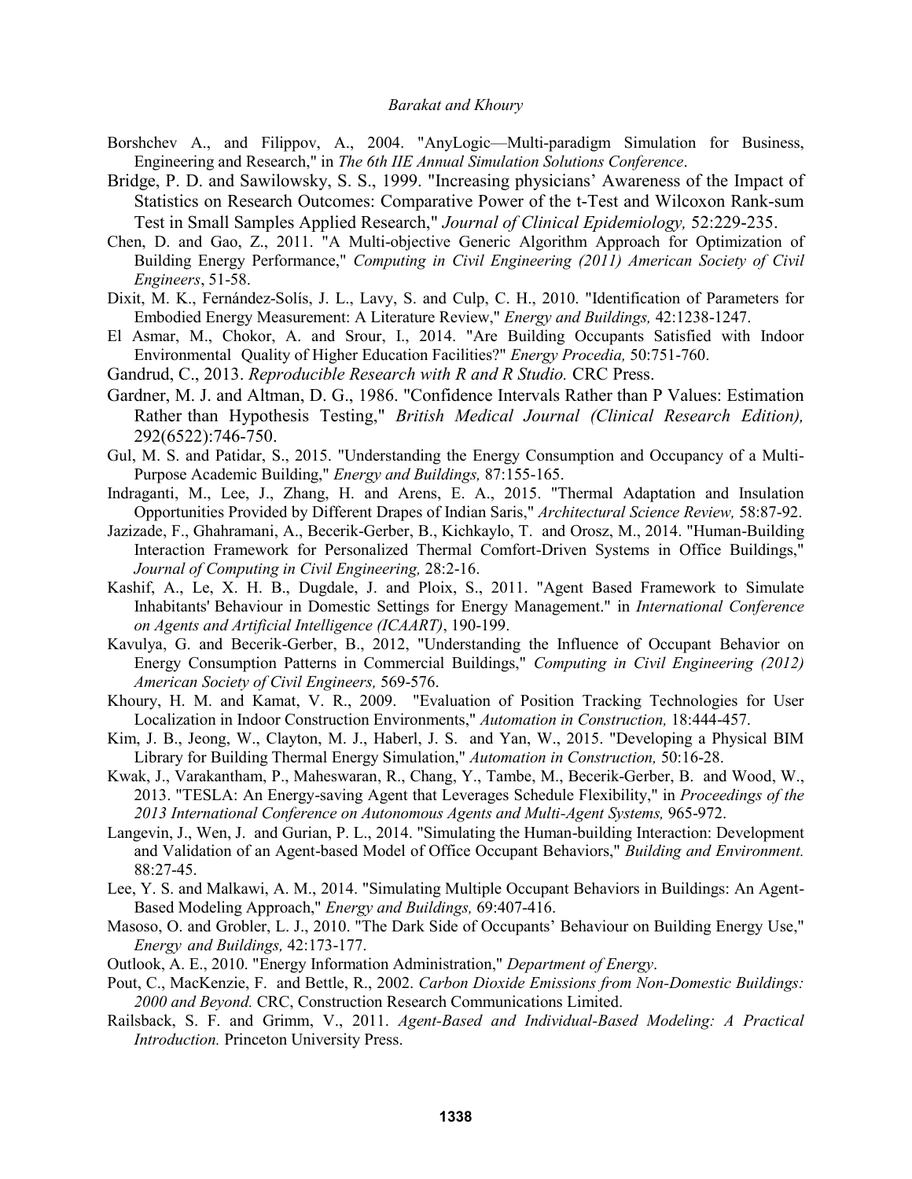Borshchev A., and Filippov, A., 2004. "AnyLogic—Multi-paradigm Simulation for Business, Engineering and Research," in *The 6th IIE Annual Simulation Solutions Conference*.

Bridge, P. D. and Sawilowsky, S. S., 1999. "Increasing physicians' Awareness of the Impact of Statistics on Research Outcomes: Comparative Power of the t-Test and Wilcoxon Rank-sum Test in Small Samples Applied Research," *Journal of Clinical Epidemiology,* 52:229-235.

Chen, D. and Gao, Z., 2011. "A Multi-objective Generic Algorithm Approach for Optimization of Building Energy Performance," *Computing in Civil Engineering (2011) American Society of Civil Engineers*, 51-58.

Dixit, M. K., Fernández-Solís, J. L., Lavy, S. and Culp, C. H., 2010. "Identification of Parameters for Embodied Energy Measurement: A Literature Review," *Energy and Buildings,* 42:1238-1247.

El Asmar, M., Chokor, A. and Srour, I., 2014. "Are Building Occupants Satisfied with Indoor Environmental Quality of Higher Education Facilities?" *Energy Procedia,* 50:751-760.

Gandrud, C., 2013. *Reproducible Research with R and R Studio.* CRC Press.

Gardner, M. J. and Altman, D. G., 1986. "Confidence Intervals Rather than P Values: Estimation Rather than Hypothesis Testing," *British Medical Journal (Clinical Research Edition),* 292(6522):746-750.

Gul, M. S. and Patidar, S., 2015. "Understanding the Energy Consumption and Occupancy of a Multi-Purpose Academic Building," *Energy and Buildings,* 87:155-165.

Indraganti, M., Lee, J., Zhang, H. and Arens, E. A., 2015. "Thermal Adaptation and Insulation Opportunities Provided by Different Drapes of Indian Saris," *Architectural Science Review,* 58:87-92.

Jazizade, F., Ghahramani, A., Becerik-Gerber, B., Kichkaylo, T. and Orosz, M., 2014. "Human-Building Interaction Framework for Personalized Thermal Comfort-Driven Systems in Office Buildings," *Journal of Computing in Civil Engineering,* 28:2-16.

Kashif, A., Le, X. H. B., Dugdale, J. and Ploix, S., 2011. "Agent Based Framework to Simulate Inhabitants' Behaviour in Domestic Settings for Energy Management." in *International Conference on Agents and Artificial Intelligence (ICAART)*, 190-199.

Kavulya, G. and Becerik-Gerber, B., 2012, "Understanding the Influence of Occupant Behavior on Energy Consumption Patterns in Commercial Buildings," *Computing in Civil Engineering (2012) American Society of Civil Engineers,* 569-576.

Khoury, H. M. and Kamat, V. R., 2009. "Evaluation of Position Tracking Technologies for User Localization in Indoor Construction Environments," *Automation in Construction,* 18:444-457.

Kim, J. B., Jeong, W., Clayton, M. J., Haberl, J. S. and Yan, W., 2015. "Developing a Physical BIM Library for Building Thermal Energy Simulation," *Automation in Construction,* 50:16-28.

Kwak, J., Varakantham, P., Maheswaran, R., Chang, Y., Tambe, M., Becerik-Gerber, B. and Wood, W., 2013. "TESLA: An Energy-saving Agent that Leverages Schedule Flexibility," in *Proceedings of the 2013 International Conference on Autonomous Agents and Multi-Agent Systems,* 965-972.

Langevin, J., Wen, J. and Gurian, P. L., 2014. "Simulating the Human-building Interaction: Development and Validation of an Agent-based Model of Office Occupant Behaviors," *Building and Environment.* 88:27-45.

Lee, Y. S. and Malkawi, A. M., 2014. "Simulating Multiple Occupant Behaviors in Buildings: An Agent-Based Modeling Approach," *Energy and Buildings,* 69:407-416.

Masoso, O. and Grobler, L. J., 2010. "The Dark Side of Occupants' Behaviour on Building Energy Use," *Energy and Buildings,* 42:173-177.

Outlook, A. E., 2010. "Energy Information Administration," *Department of Energy*.

Pout, C., MacKenzie, F. and Bettle, R., 2002. *Carbon Dioxide Emissions from Non-Domestic Buildings: 2000 and Beyond.* CRC, Construction Research Communications Limited.

Railsback, S. F. and Grimm, V., 2011. *Agent-Based and Individual-Based Modeling: A Practical Introduction.* Princeton University Press.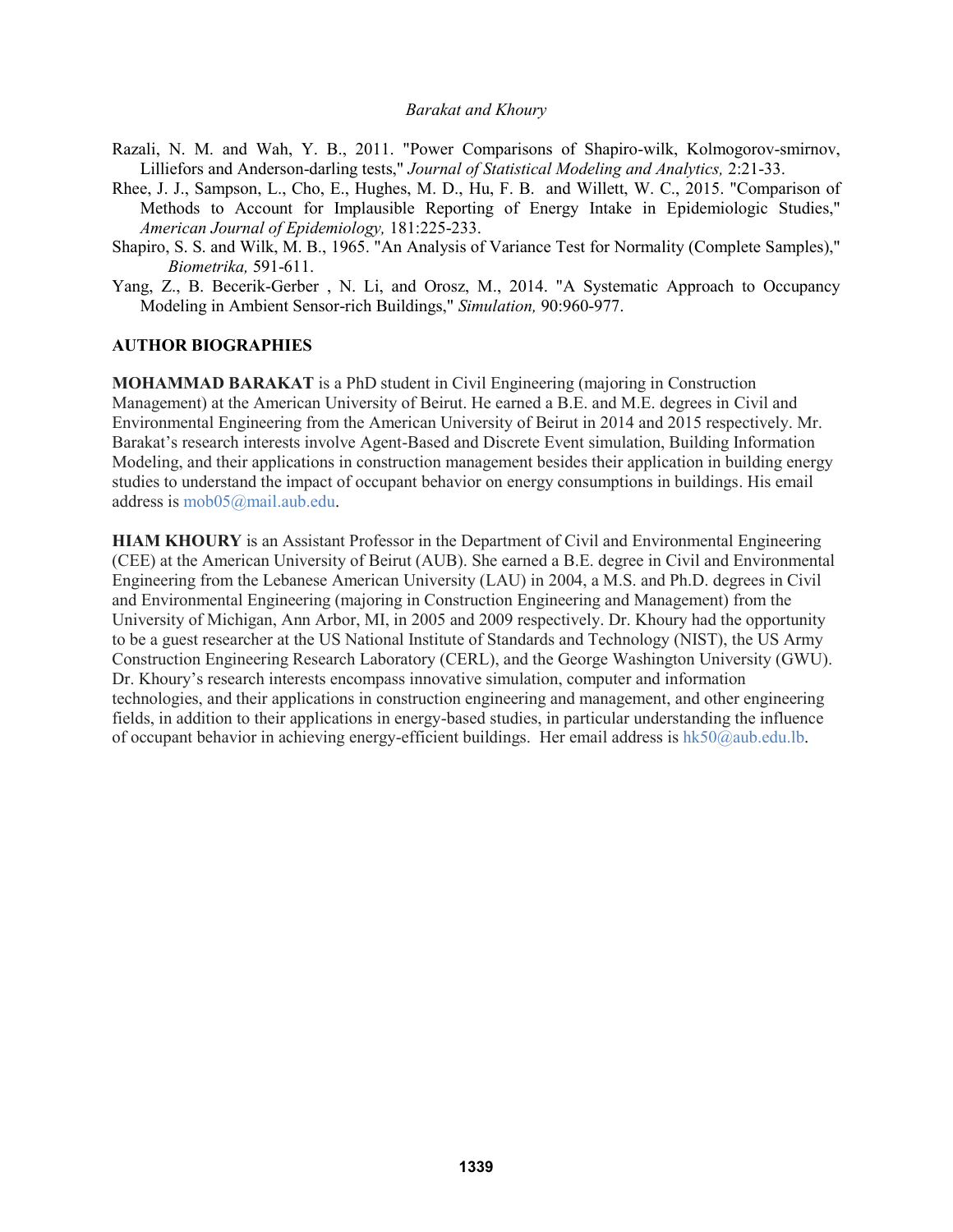Razali, N. M. and Wah, Y. B., 2011. "Power Comparisons of Shapiro-wilk, Kolmogorov-smirnov, Lilliefors and Anderson-darling tests," *Journal of Statistical Modeling and Analytics,* 2:21-33.

Rhee, J. J., Sampson, L., Cho, E., Hughes, M. D., Hu, F. B. and Willett, W. C., 2015. "Comparison of Methods to Account for Implausible Reporting of Energy Intake in Epidemiologic Studies," *American Journal of Epidemiology,* 181:225-233.

Shapiro, S. S. and Wilk, M. B., 1965. "An Analysis of Variance Test for Normality (Complete Samples)," *Biometrika,* 591-611.

Yang, Z., B. Becerik-Gerber , N. Li, and Orosz, M., 2014. "A Systematic Approach to Occupancy Modeling in Ambient Sensor-rich Buildings," *Simulation,* 90:960-977.

## AUTHOR BIOGRAPHIES

**MOHAMMAD BARAKAT** is a PhD student in Civil Engineering (majoring in Construction Management) at the American University of Beirut. He earned a B.E. and M.E. degrees in Civil and Environmental Engineering from the American University of Beirut in 2014 and 2015 respectively. Mr. Barakat's research interests involve Agent-Based and Discrete Event simulation, Building Information Modeling, and their applications in construction management besides their application in building energy studies to understand the impact of occupant behavior on energy consumptions in buildings. His email address is mob05@mail.aub.edu.

**HIAM KHOURY** is an Assistant Professor in the Department of Civil and Environmental Engineering (CEE) at the American University of Beirut (AUB). She earned a B.E. degree in Civil and Environmental Engineering from the Lebanese American University (LAU) in 2004, a M.S. and Ph.D. degrees in Civil and Environmental Engineering (majoring in Construction Engineering and Management) from the University of Michigan, Ann Arbor, MI, in 2005 and 2009 respectively. Dr. Khoury had the opportunity to be a guest researcher at the US National Institute of Standards and Technology (NIST), the US Army Construction Engineering Research Laboratory (CERL), and the George Washington University (GWU). Dr. Khoury's research interests encompass innovative simulation, computer and information technologies, and their applications in construction engineering and management, and other engineering fields, in addition to their applications in energy-based studies, in particular understanding the influence of occupant behavior in achieving energy-efficient buildings. Her email address is hk50@aub.edu.lb.